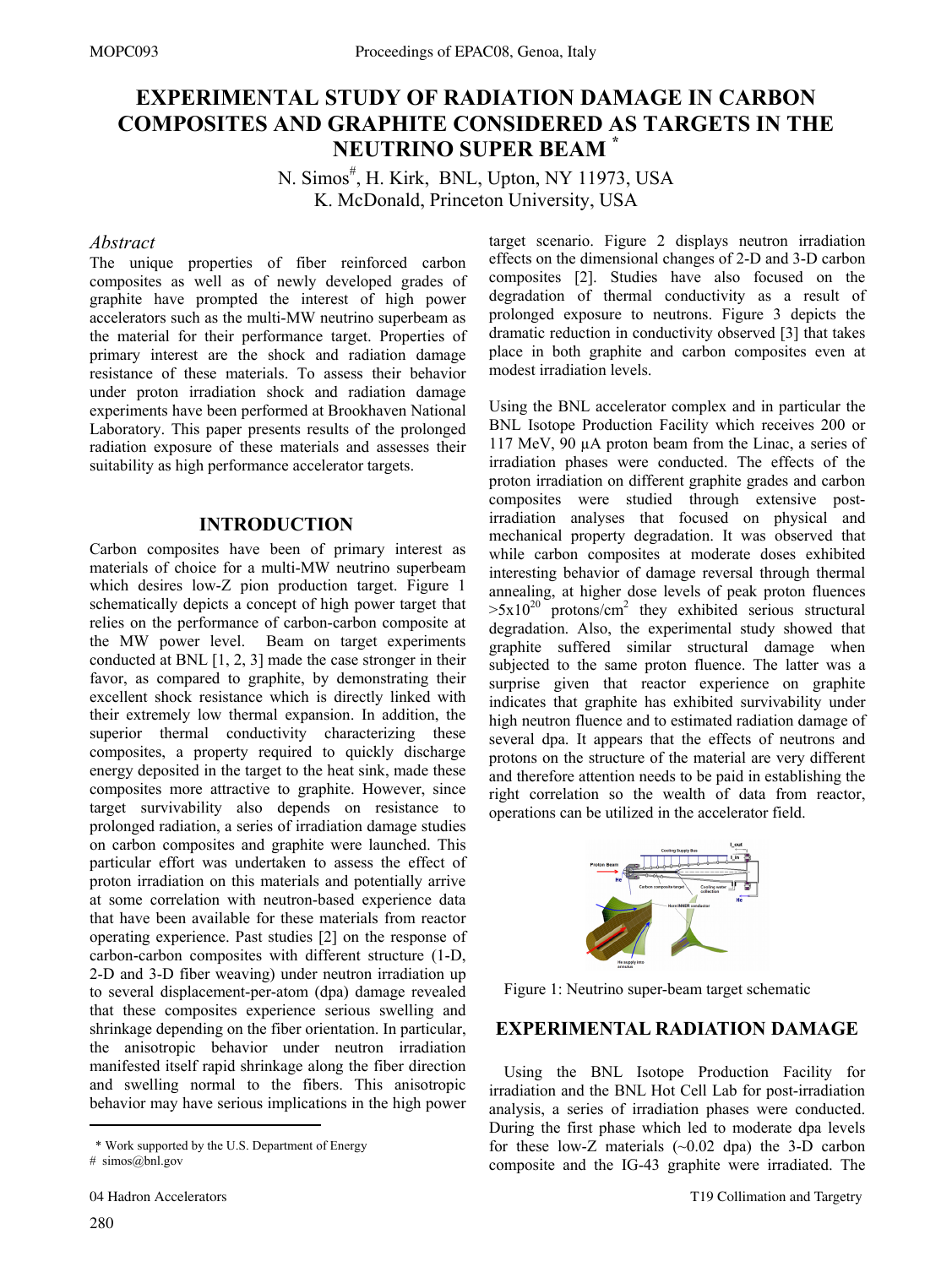# EXPERIMENTAL STUDY OF RADIATION DAMAGE IN CARBON COMPOSITES AND GRAPHITE CONSIDERED AS TARGETS IN THE NEUTRINO SUPER BEAM *

N. Simos#, H. Kirk, BNL, Upton, NY 11973, USA
K. McDonald, Princeton University, USA

### *Abstract*

The unique properties of fiber reinforced carbon composites as well as of newly developed grades of graphite have prompted the interest of high power accelerators such as the multi-MW neutrino superbeam as the material for their performance target. Properties of primary interest are the shock and radiation damage resistance of these materials. To assess their behavior under proton irradiation shock and radiation damage experiments have been performed at Brookhaven National Laboratory. This paper presents results of the prolonged radiation exposure of these materials and assesses their suitability as high performance accelerator targets.

## INTRODUCTION

Carbon composites have been of primary interest as materials of choice for a multi-MW neutrino superbeam which desires low-Z pion production target. Figure 1 schematically depicts a concept of high power target that relies on the performance of carbon-carbon composite at the MW power level. Beam on target experiments conducted at BNL [1, 2, 3] made the case stronger in their favor, as compared to graphite, by demonstrating their excellent shock resistance which is directly linked with their extremely low thermal expansion. In addition, the superior thermal conductivity characterizing these composites, a property required to quickly discharge energy deposited in the target to the heat sink, made these composites more attractive to graphite. However, since target survivability also depends on resistance to prolonged radiation, a series of irradiation damage studies on carbon composites and graphite were launched. This particular effort was undertaken to assess the effect of proton irradiation on this materials and potentially arrive at some correlation with neutron-based experience data that have been available for these materials from reactor operating experience. Past studies [2] on the response of carbon-carbon composites with different structure (1-D, 2-D and 3-D fiber weaving) under neutron irradiation up to several displacement-per-atom (dpa) damage revealed that these composites experience serious swelling and shrinkage depending on the fiber orientation. In particular, the anisotropic behavior under neutron irradiation manifested itself rapid shrinkage along the fiber direction and swelling normal to the fibers. This anisotropic behavior may have serious implications in the high power target scenario. Figure 2 displays neutron irradiation effects on the dimensional changes of 2-D and 3-D carbon composites [2]. Studies have also focused on the degradation of thermal conductivity as a result of prolonged exposure to neutrons. Figure 3 depicts the dramatic reduction in conductivity observed [3] that takes place in both graphite and carbon composites even at modest irradiation levels.

Using the BNL accelerator complex and in particular the BNL Isotope Production Facility which receives 200 or 117 MeV, 90 μA proton beam from the Linac, a series of irradiation phases were conducted. The effects of the proton irradiation on different graphite grades and carbon composites were studied through extensive post-irradiation analyses that focused on physical and mechanical property degradation. It was observed that while carbon composites at moderate doses exhibited interesting behavior of damage reversal through thermal annealing, at higher dose levels of peak proton fluences $>5\times10^{20}$ protons/cm$^2$ they exhibited serious structural degradation. Also, the experimental study showed that graphite suffered similar structural damage when subjected to the same proton fluence. The latter was a surprise given that reactor experience on graphite indicates that graphite has exhibited survivability under high neutron fluence and to estimated radiation damage of several dpa. It appears that the effects of neutrons and protons on the structure of the material are very different and therefore attention needs to be paid in establishing the right correlation so the wealth of data from reactor, operations can be utilized in the accelerator field.

Figure 1: Neutrino super-beam target schematic

## EXPERIMENTAL RADIATION DAMAGE

Using the BNL Isotope Production Facility for irradiation and the BNL Hot Cell Lab for post-irradiation analysis, a series of irradiation phases were conducted. During the first phase which led to moderate dpa levels for these low-Z materials (~0.02 dpa) the 3-D carbon composite and the IG-43 graphite were irradiated. The

* Work supported by the U.S. Department of Energy
# simos@bnl.gov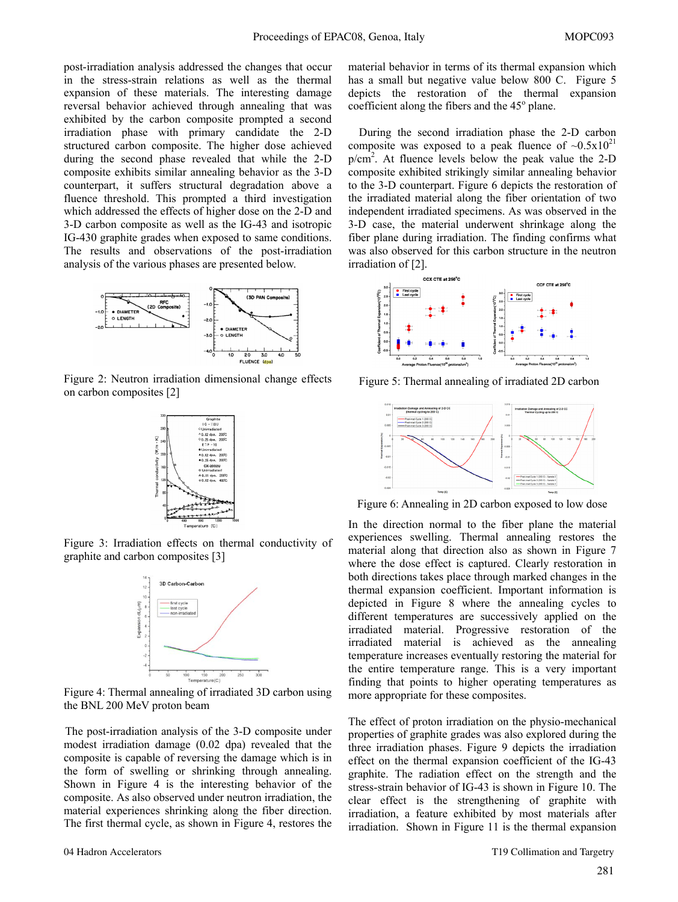post-irradiation analysis addressed the changes that occur in the stress-strain relations as well as the thermal expansion of these materials. The interesting damage reversal behavior achieved through annealing that was exhibited by the carbon composite prompted a second irradiation phase with primary candidate the 2-D structured carbon composite. The higher dose achieved during the second phase revealed that while the 2-D composite exhibits similar annealing behavior as the 3-D counterpart, it suffers structural degradation above a fluence threshold. This prompted a third investigation which addressed the effects of higher dose on the 2-D and 3-D carbon composite as well as the IG-43 and isotropic IG-430 graphite grades when exposed to same conditions. The results and observations of the post-irradiation analysis of the various phases are presented below.

Figure 2: Neutron irradiation dimensional change effects on carbon composites [2]

Figure 3: Irradiation effects on thermal conductivity of graphite and carbon composites [3]

Figure 4: Thermal annealing of irradiated 3D carbon using the BNL 200 MeV proton beam

The post-irradiation analysis of the 3-D composite under modest irradiation damage (0.02 dpa) revealed that the composite is capable of reversing the damage which is in the form of swelling or shrinking through annealing. Shown in Figure 4 is the interesting behavior of the composite. As also observed under neutron irradiation, the material experiences shrinking along the fiber direction. The first thermal cycle, as shown in Figure 4, restores the material behavior in terms of its thermal expansion which has a small but negative value below 800 C. Figure 5 depicts the restoration of the thermal expansion coefficient along the fibers and the 45$^o$ plane.

During the second irradiation phase the 2-D carbon composite was exposed to a peak fluence of ~$0.5x10^{21}$ p/cm$^2$. At fluence levels below the peak value the 2-D composite exhibited strikingly similar annealing behavior to the 3-D counterpart. Figure 6 depicts the restoration of the irradiated material along the fiber orientation of two independent irradiated specimens. As was observed in the 3-D case, the material underwent shrinkage along the fiber plane during irradiation. The finding confirms what was also observed for this carbon structure in the neutron irradiation of [2].

Figure 5: Thermal annealing of irradiated 2D carbon

Figure 6: Annealing in 2D carbon exposed to low dose

In the direction normal to the fiber plane the material experiences swelling. Thermal annealing restores the material along that direction also as shown in Figure 7 where the dose effect is captured. Clearly restoration in both directions takes place through marked changes in the thermal expansion coefficient. Important information is depicted in Figure 8 where the annealing cycles to different temperatures are successively applied on the irradiated material. Progressive restoration of the irradiated material is achieved as the annealing temperature increases eventually restoring the material for the entire temperature range. This is a very important finding that points to higher operating temperatures as more appropriate for these composites.

The effect of proton irradiation on the physio-mechanical properties of graphite grades was also explored during the three irradiation phases. Figure 9 depicts the irradiation effect on the thermal expansion coefficient of the IG-43 graphite. The radiation effect on the strength and the stress-strain behavior of IG-43 is shown in Figure 10. The clear effect is the strengthening of graphite with irradiation, a feature exhibited by most materials after irradiation. Shown in Figure 11 is the thermal expansion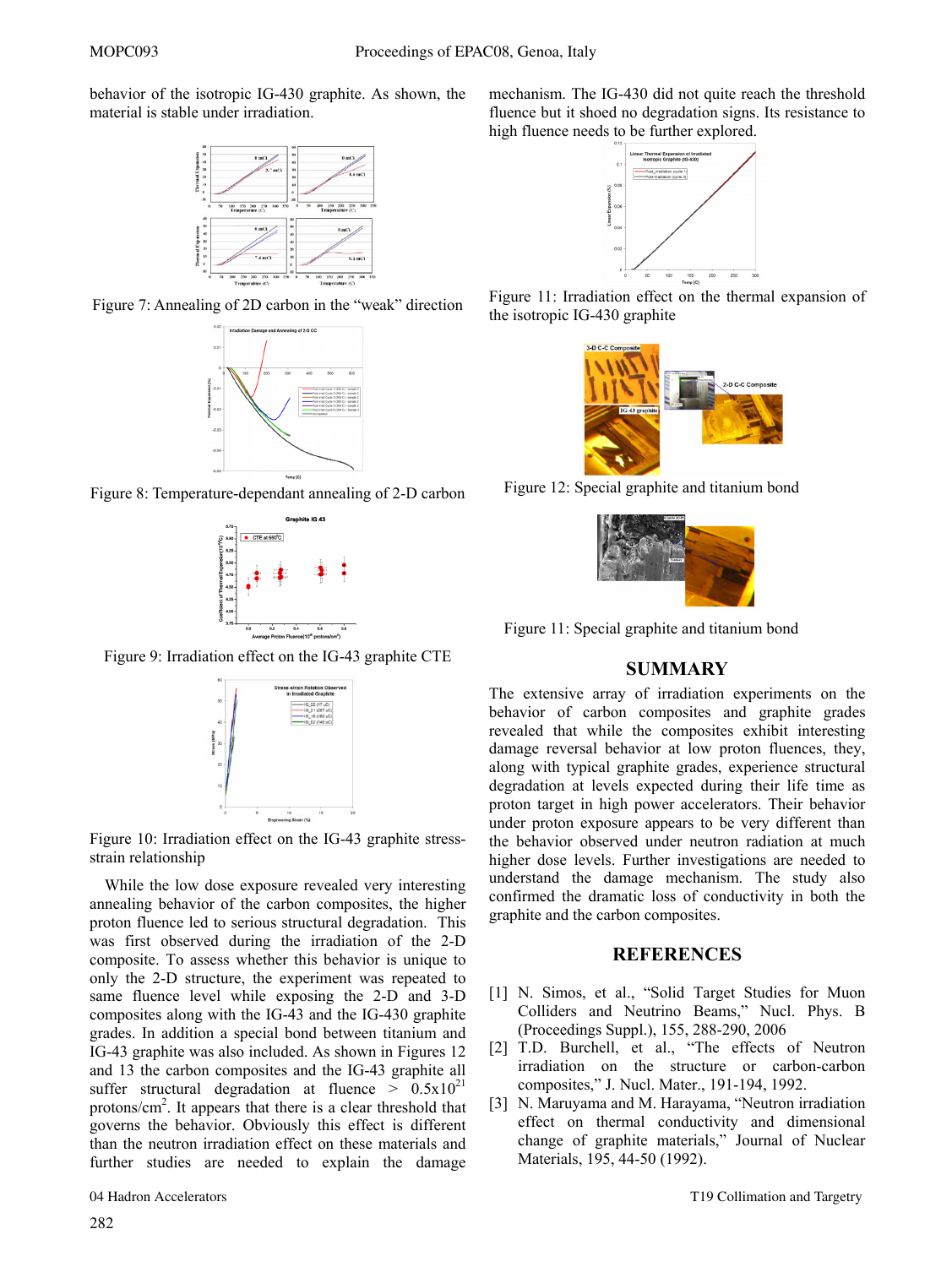behavior of the isotropic IG-430 graphite. As shown, the material is stable under irradiation.

Figure 7: Annealing of 2D carbon in the "weak" direction

Figure 8: Temperature-dependant annealing of 2-D carbon

Figure 9: Irradiation effect on the IG-43 graphite CTE

Figure 10: Irradiation effect on the IG-43 graphite stress-strain relationship

While the low dose exposure revealed very interesting annealing behavior of the carbon composites, the higher proton fluence led to serious structural degradation. This was first observed during the irradiation of the 2-D composite. To assess whether this behavior is unique to only the 2-D structure, the experiment was repeated to same fluence level while exposing the 2-D and 3-D composites along with the IG-43 and the IG-430 graphite grades. In addition a special bond between titanium and IG-43 graphite was also included. As shown in Figures 12 and 13 the carbon composites and the IG-43 graphite all suffer structural degradation at fluence > $0.5 \times 10^{21}$ protons/cm$^2$. It appears that there is a clear threshold that governs the behavior. Obviously this effect is different than the neutron irradiation effect on these materials and further studies are needed to explain the damage mechanism. The IG-430 did not quite reach the threshold fluence but it shoed no degradation signs. Its resistance to high fluence needs to be further explored.

Figure 11: Irradiation effect on the thermal expansion of the isotropic IG-430 graphite

Figure 12: Special graphite and titanium bond

Figure 11: Special graphite and titanium bond

## SUMMARY

The extensive array of irradiation experiments on the behavior of carbon composites and graphite grades revealed that while the composites exhibit interesting damage reversal behavior at low proton fluences, they, along with typical graphite grades, experience structural degradation at levels expected during their life time as proton target in high power accelerators. Their behavior under proton exposure appears to be very different than the behavior observed under neutron radiation at much higher dose levels. Further investigations are needed to understand the damage mechanism. The study also confirmed the dramatic loss of conductivity in both the graphite and the carbon composites.

## REFERENCES

[1] N. Simos, et al., "Solid Target Studies for Muon Colliders and Neutrino Beams," Nucl. Phys. B (Proceedings Suppl.), 155, 288-290, 2006

[2] T.D. Burchell, et al., "The effects of Neutron irradiation on the structure or carbon-carbon composites," J. Nucl. Mater., 191-194, 1992.

[3] N. Maruyama and M. Harayama, "Neutron irradiation effect on thermal conductivity and dimensional change of graphite materials," Journal of Nuclear Materials, 195, 44-50 (1992).